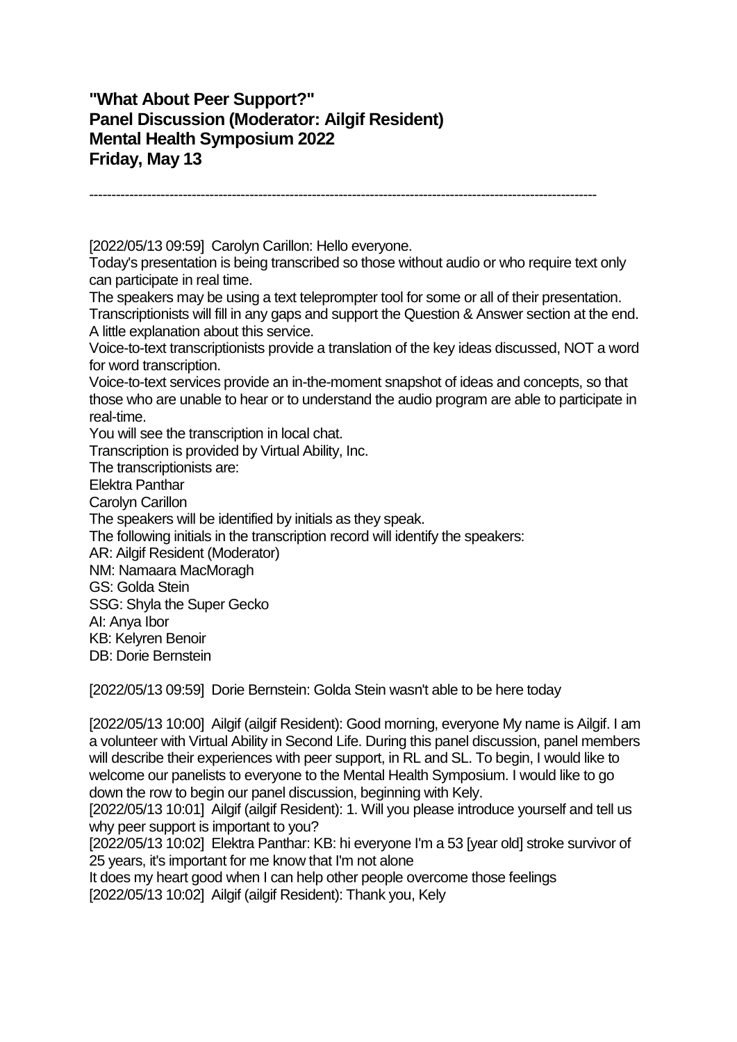**"What About Peer Support?"**
**Panel Discussion (Moderator: Ailgif Resident)**
**Mental Health Symposium 2022**
**Friday, May 13**

---

[2022/05/13 09:59]  Carolyn Carillon: Hello everyone.
Today's presentation is being transcribed so those without audio or who require text only can participate in real time.
The speakers may be using a text teleprompter tool for some or all of their presentation.
Transcriptionists will fill in any gaps and support the Question & Answer section at the end.
A little explanation about this service.
Voice-to-text transcriptionists provide a translation of the key ideas discussed, NOT a word for word transcription.
Voice-to-text services provide an in-the-moment snapshot of ideas and concepts, so that those who are unable to hear or to understand the audio program are able to participate in real-time.
You will see the transcription in local chat.
Transcription is provided by Virtual Ability, Inc.
The transcriptionists are:
Elektra Panthar
Carolyn Carillon
The speakers will be identified by initials as they speak.
The following initials in the transcription record will identify the speakers:
AR: Ailgif Resident (Moderator)
NM: Namaara MacMoragh
GS: Golda Stein
SSG: Shyla the Super Gecko
AI: Anya Ibor
KB: Kelyren Benoir
DB: Dorie Bernstein

[2022/05/13 09:59]  Dorie Bernstein: Golda Stein wasn't able to be here today

[2022/05/13 10:00]  Ailgif (ailgif Resident): Good morning, everyone My name is Ailgif. I am a volunteer with Virtual Ability in Second Life. During this panel discussion, panel members will describe their experiences with peer support, in RL and SL. To begin, I would like to welcome our panelists to everyone to the Mental Health Symposium. I would like to go down the row to begin our panel discussion, beginning with Kely.
[2022/05/13 10:01]  Ailgif (ailgif Resident): 1. Will you please introduce yourself and tell us why peer support is important to you?
[2022/05/13 10:02]  Elektra Panthar: KB: hi everyone I'm a 53 [year old] stroke survivor of 25 years, it's important for me know that I'm not alone
It does my heart good when I can help other people overcome those feelings
[2022/05/13 10:02]  Ailgif (ailgif Resident): Thank you, Kely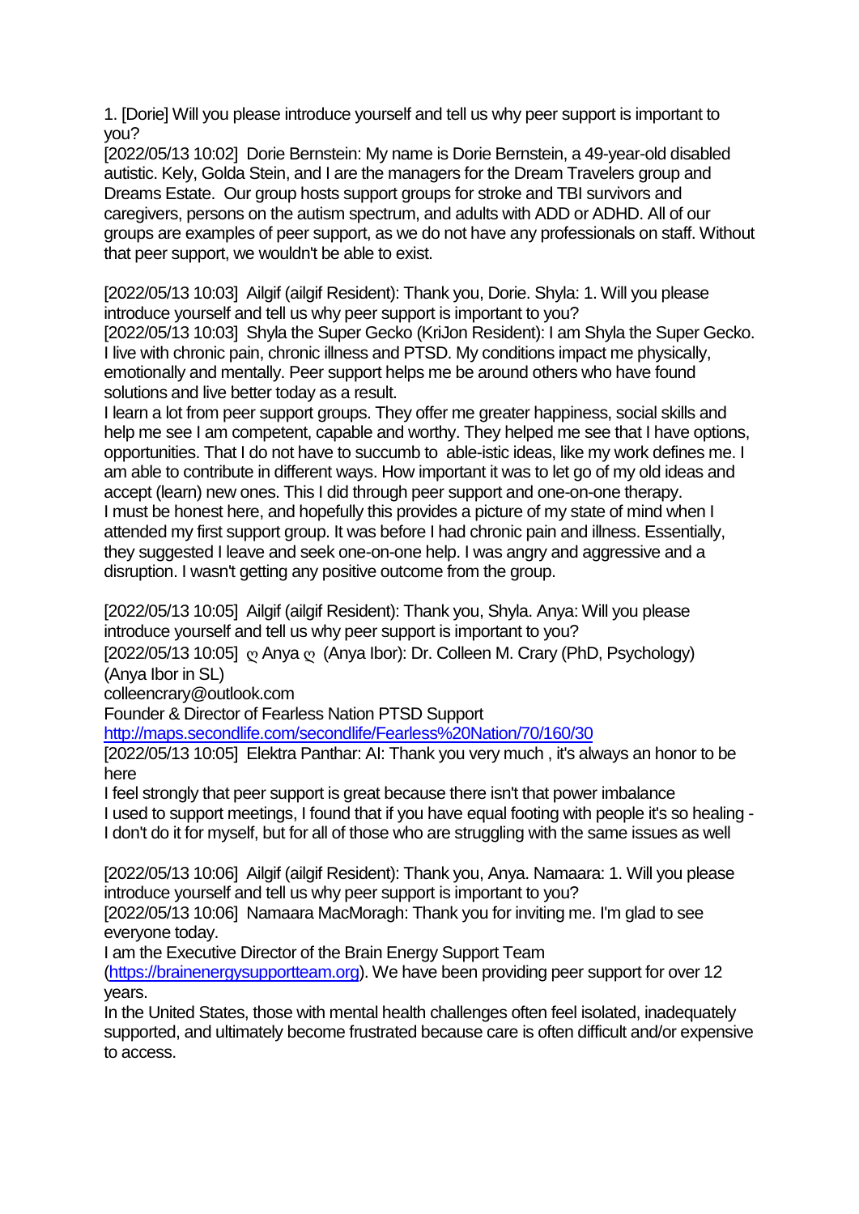1. [Dorie] Will you please introduce yourself and tell us why peer support is important to you?

[2022/05/13 10:02] Dorie Bernstein: My name is Dorie Bernstein, a 49-year-old disabled autistic. Kely, Golda Stein, and I are the managers for the Dream Travelers group and Dreams Estate. Our group hosts support groups for stroke and TBI survivors and caregivers, persons on the autism spectrum, and adults with ADD or ADHD. All of our groups are examples of peer support, as we do not have any professionals on staff. Without that peer support, we wouldn't be able to exist.

[2022/05/13 10:03] Ailgif (ailgif Resident): Thank you, Dorie. Shyla: 1. Will you please introduce yourself and tell us why peer support is important to you?

[2022/05/13 10:03] Shyla the Super Gecko (KriJon Resident): I am Shyla the Super Gecko. I live with chronic pain, chronic illness and PTSD. My conditions impact me physically, emotionally and mentally. Peer support helps me be around others who have found solutions and live better today as a result.

I learn a lot from peer support groups. They offer me greater happiness, social skills and help me see I am competent, capable and worthy. They helped me see that I have options, opportunities. That I do not have to succumb to able-istic ideas, like my work defines me. I am able to contribute in different ways. How important it was to let go of my old ideas and accept (learn) new ones. This I did through peer support and one-on-one therapy.

I must be honest here, and hopefully this provides a picture of my state of mind when I attended my first support group. It was before I had chronic pain and illness. Essentially, they suggested I leave and seek one-on-one help. I was angry and aggressive and a disruption. I wasn't getting any positive outcome from the group.

[2022/05/13 10:05] Ailgif (ailgif Resident): Thank you, Shyla. Anya: Will you please introduce yourself and tell us why peer support is important to you?

[2022/05/13 10:05] ღ Anya ღ (Anya Ibor): Dr. Colleen M. Crary (PhD, Psychology) (Anya Ibor in SL)

colleencrary@outlook.com

Founder & Director of Fearless Nation PTSD Support

http://maps.secondlife.com/secondlife/Fearless%20Nation/70/160/30

[2022/05/13 10:05] Elektra Panthar: AI: Thank you very much , it's always an honor to be here

I feel strongly that peer support is great because there isn't that power imbalance

I used to support meetings, I found that if you have equal footing with people it's so healing - I don't do it for myself, but for all of those who are struggling with the same issues as well

[2022/05/13 10:06] Ailgif (ailgif Resident): Thank you, Anya. Namaara: 1. Will you please introduce yourself and tell us why peer support is important to you?

[2022/05/13 10:06] Namaara MacMoragh: Thank you for inviting me. I'm glad to see everyone today.

I am the Executive Director of the Brain Energy Support Team (https://brainenergysupportteam.org). We have been providing peer support for over 12 years.

In the United States, those with mental health challenges often feel isolated, inadequately supported, and ultimately become frustrated because care is often difficult and/or expensive to access.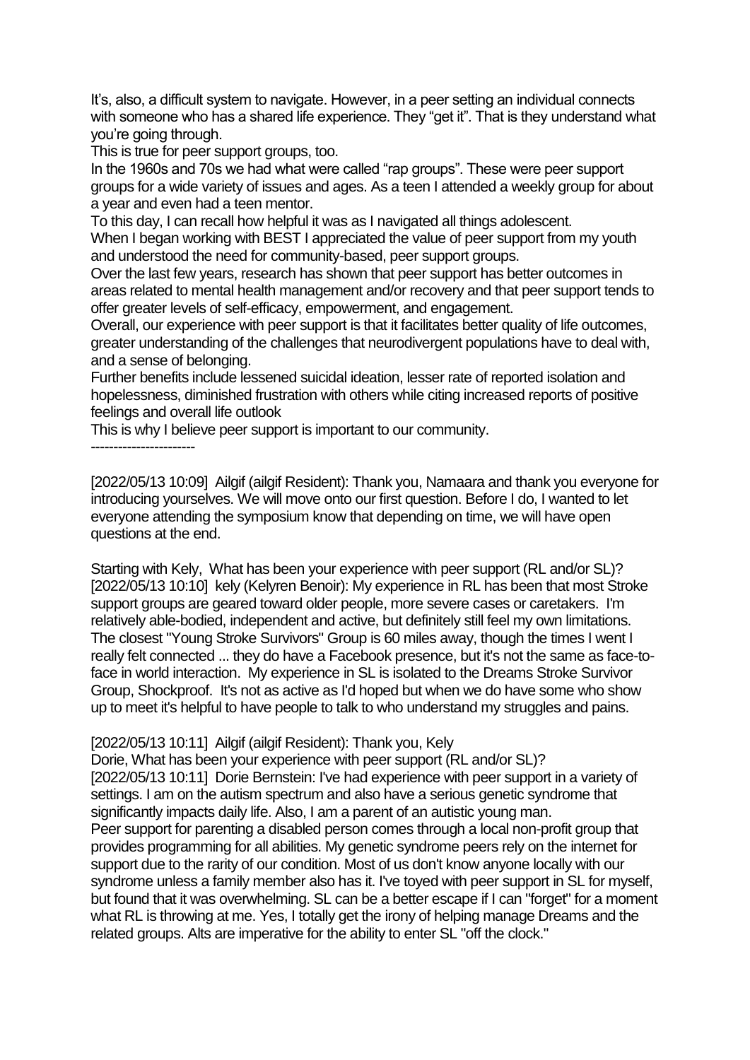It's, also, a difficult system to navigate. However, in a peer setting an individual connects with someone who has a shared life experience. They "get it". That is they understand what you're going through.

This is true for peer support groups, too.

In the 1960s and 70s we had what were called "rap groups". These were peer support groups for a wide variety of issues and ages. As a teen I attended a weekly group for about a year and even had a teen mentor.

To this day, I can recall how helpful it was as I navigated all things adolescent.

When I began working with BEST I appreciated the value of peer support from my youth and understood the need for community-based, peer support groups.

Over the last few years, research has shown that peer support has better outcomes in areas related to mental health management and/or recovery and that peer support tends to offer greater levels of self-efficacy, empowerment, and engagement.

Overall, our experience with peer support is that it facilitates better quality of life outcomes, greater understanding of the challenges that neurodivergent populations have to deal with, and a sense of belonging.

Further benefits include lessened suicidal ideation, lesser rate of reported isolation and hopelessness, diminished frustration with others while citing increased reports of positive feelings and overall life outlook

This is why I believe peer support is important to our community.

----------------------

[2022/05/13 10:09] Ailgif (ailgif Resident): Thank you, Namaara and thank you everyone for introducing yourselves. We will move onto our first question. Before I do, I wanted to let everyone attending the symposium know that depending on time, we will have open questions at the end.

Starting with Kely, What has been your experience with peer support (RL and/or SL)?

[2022/05/13 10:10] kely (Kelyren Benoir): My experience in RL has been that most Stroke support groups are geared toward older people, more severe cases or caretakers. I'm relatively able-bodied, independent and active, but definitely still feel my own limitations. The closest "Young Stroke Survivors" Group is 60 miles away, though the times I went I really felt connected ... they do have a Facebook presence, but it's not the same as face-to-face in world interaction. My experience in SL is isolated to the Dreams Stroke Survivor Group, Shockproof. It's not as active as I'd hoped but when we do have some who show up to meet it's helpful to have people to talk to who understand my struggles and pains.

[2022/05/13 10:11] Ailgif (ailgif Resident): Thank you, Kely

Dorie, What has been your experience with peer support (RL and/or SL)?

[2022/05/13 10:11] Dorie Bernstein: I've had experience with peer support in a variety of settings. I am on the autism spectrum and also have a serious genetic syndrome that significantly impacts daily life. Also, I am a parent of an autistic young man.

Peer support for parenting a disabled person comes through a local non-profit group that provides programming for all abilities. My genetic syndrome peers rely on the internet for support due to the rarity of our condition. Most of us don't know anyone locally with our syndrome unless a family member also has it. I've toyed with peer support in SL for myself, but found that it was overwhelming. SL can be a better escape if I can "forget" for a moment what RL is throwing at me. Yes, I totally get the irony of helping manage Dreams and the related groups. Alts are imperative for the ability to enter SL "off the clock."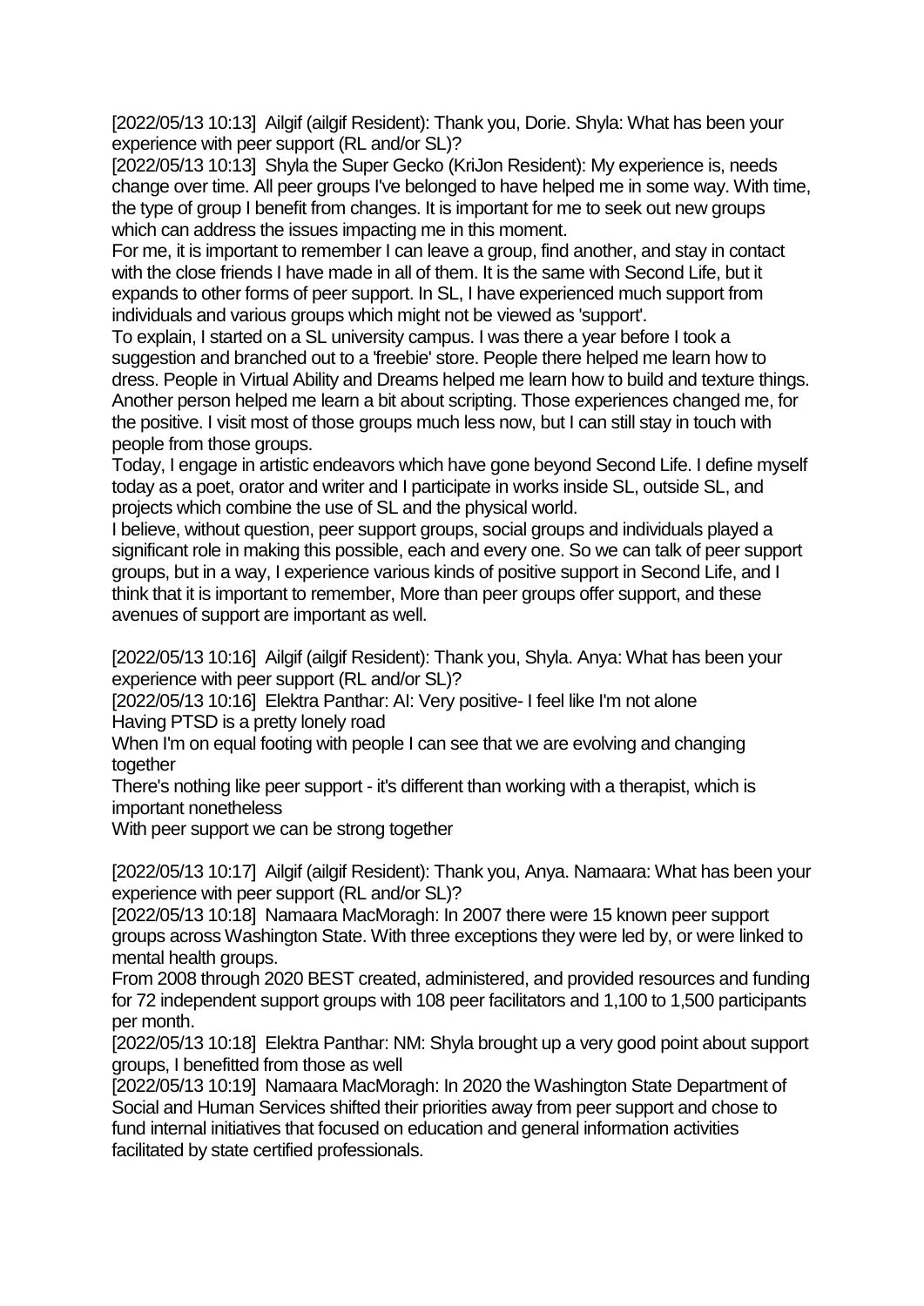[2022/05/13 10:13] Ailgif (ailgif Resident): Thank you, Dorie. Shyla: What has been your experience with peer support (RL and/or SL)?
[2022/05/13 10:13] Shyla the Super Gecko (KriJon Resident): My experience is, needs change over time. All peer groups I've belonged to have helped me in some way. With time, the type of group I benefit from changes. It is important for me to seek out new groups which can address the issues impacting me in this moment.
For me, it is important to remember I can leave a group, find another, and stay in contact with the close friends I have made in all of them. It is the same with Second Life, but it expands to other forms of peer support. In SL, I have experienced much support from individuals and various groups which might not be viewed as 'support'.
To explain, I started on a SL university campus. I was there a year before I took a suggestion and branched out to a 'freebie' store. People there helped me learn how to dress. People in Virtual Ability and Dreams helped me learn how to build and texture things. Another person helped me learn a bit about scripting. Those experiences changed me, for the positive. I visit most of those groups much less now, but I can still stay in touch with people from those groups.
Today, I engage in artistic endeavors which have gone beyond Second Life. I define myself today as a poet, orator and writer and I participate in works inside SL, outside SL, and projects which combine the use of SL and the physical world.
I believe, without question, peer support groups, social groups and individuals played a significant role in making this possible, each and every one. So we can talk of peer support groups, but in a way, I experience various kinds of positive support in Second Life, and I think that it is important to remember, More than peer groups offer support, and these avenues of support are important as well.

[2022/05/13 10:16] Ailgif (ailgif Resident): Thank you, Shyla. Anya: What has been your experience with peer support (RL and/or SL)?
[2022/05/13 10:16] Elektra Panthar: AI: Very positive- I feel like I'm not alone
Having PTSD is a pretty lonely road
When I'm on equal footing with people I can see that we are evolving and changing together
There's nothing like peer support - it's different than working with a therapist, which is important nonetheless
With peer support we can be strong together

[2022/05/13 10:17] Ailgif (ailgif Resident): Thank you, Anya. Namaara: What has been your experience with peer support (RL and/or SL)?
[2022/05/13 10:18] Namaara MacMoragh: In 2007 there were 15 known peer support groups across Washington State. With three exceptions they were led by, or were linked to mental health groups.
From 2008 through 2020 BEST created, administered, and provided resources and funding for 72 independent support groups with 108 peer facilitators and 1,100 to 1,500 participants per month.
[2022/05/13 10:18] Elektra Panthar: NM: Shyla brought up a very good point about support groups, I benefitted from those as well
[2022/05/13 10:19] Namaara MacMoragh: In 2020 the Washington State Department of Social and Human Services shifted their priorities away from peer support and chose to fund internal initiatives that focused on education and general information activities facilitated by state certified professionals.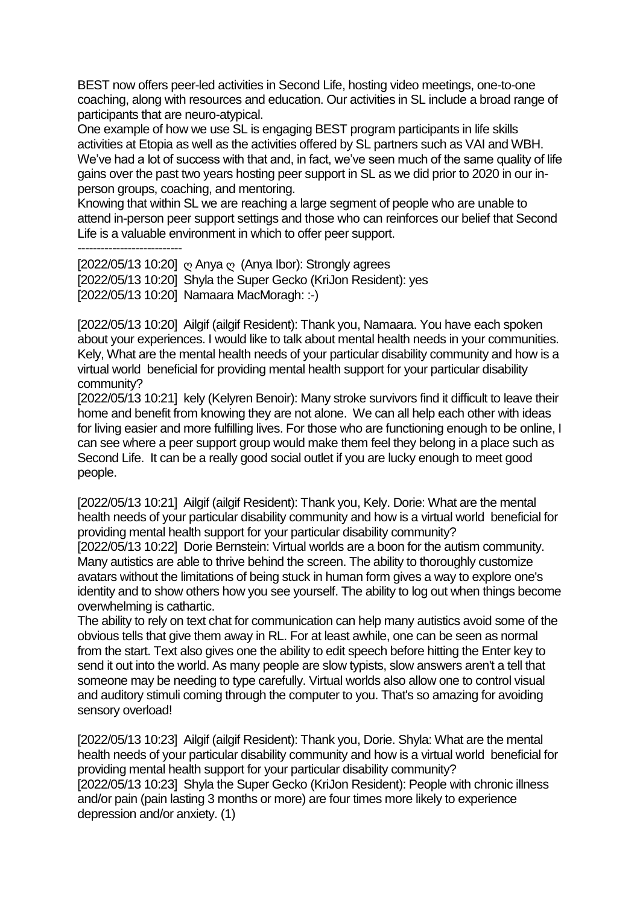BEST now offers peer-led activities in Second Life, hosting video meetings, one-to-one coaching, along with resources and education. Our activities in SL include a broad range of participants that are neuro-atypical.

One example of how we use SL is engaging BEST program participants in life skills activities at Etopia as well as the activities offered by SL partners such as VAI and WBH. We've had a lot of success with that and, in fact, we've seen much of the same quality of life gains over the past two years hosting peer support in SL as we did prior to 2020 in our in-person groups, coaching, and mentoring.

Knowing that within SL we are reaching a large segment of people who are unable to attend in-person peer support settings and those who can reinforces our belief that Second Life is a valuable environment in which to offer peer support.

---------------------------

[2022/05/13 10:20] ღ Anya ღ (Anya Ibor): Strongly agrees
[2022/05/13 10:20] Shyla the Super Gecko (KriJon Resident): yes
[2022/05/13 10:20] Namaara MacMoragh: :-)

[2022/05/13 10:20] Ailgif (ailgif Resident): Thank you, Namaara. You have each spoken about your experiences. I would like to talk about mental health needs in your communities. Kely, What are the mental health needs of your particular disability community and how is a virtual world beneficial for providing mental health support for your particular disability community?

[2022/05/13 10:21] kely (Kelyren Benoir): Many stroke survivors find it difficult to leave their home and benefit from knowing they are not alone. We can all help each other with ideas for living easier and more fulfilling lives. For those who are functioning enough to be online, I can see where a peer support group would make them feel they belong in a place such as Second Life. It can be a really good social outlet if you are lucky enough to meet good people.

[2022/05/13 10:21] Ailgif (ailgif Resident): Thank you, Kely. Dorie: What are the mental health needs of your particular disability community and how is a virtual world beneficial for providing mental health support for your particular disability community?

[2022/05/13 10:22] Dorie Bernstein: Virtual worlds are a boon for the autism community. Many autistics are able to thrive behind the screen. The ability to thoroughly customize avatars without the limitations of being stuck in human form gives a way to explore one's identity and to show others how you see yourself. The ability to log out when things become overwhelming is cathartic.

The ability to rely on text chat for communication can help many autistics avoid some of the obvious tells that give them away in RL. For at least awhile, one can be seen as normal from the start. Text also gives one the ability to edit speech before hitting the Enter key to send it out into the world. As many people are slow typists, slow answers aren't a tell that someone may be needing to type carefully. Virtual worlds also allow one to control visual and auditory stimuli coming through the computer to you. That's so amazing for avoiding sensory overload!

[2022/05/13 10:23] Ailgif (ailgif Resident): Thank you, Dorie. Shyla: What are the mental health needs of your particular disability community and how is a virtual world beneficial for providing mental health support for your particular disability community?

[2022/05/13 10:23] Shyla the Super Gecko (KriJon Resident): People with chronic illness and/or pain (pain lasting 3 months or more) are four times more likely to experience depression and/or anxiety. (1)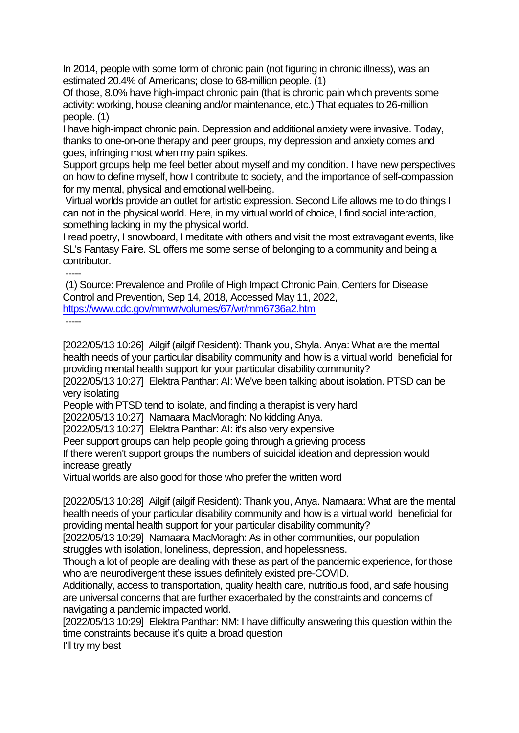In 2014, people with some form of chronic pain (not figuring in chronic illness), was an estimated 20.4% of Americans; close to 68-million people. (1)

Of those, 8.0% have high-impact chronic pain (that is chronic pain which prevents some activity: working, house cleaning and/or maintenance, etc.) That equates to 26-million people. (1)

I have high-impact chronic pain. Depression and additional anxiety were invasive. Today, thanks to one-on-one therapy and peer groups, my depression and anxiety comes and goes, infringing most when my pain spikes.

Support groups help me feel better about myself and my condition. I have new perspectives on how to define myself, how I contribute to society, and the importance of self-compassion for my mental, physical and emotional well-being.

Virtual worlds provide an outlet for artistic expression. Second Life allows me to do things I can not in the physical world. Here, in my virtual world of choice, I find social interaction, something lacking in my the physical world.

I read poetry, I snowboard, I meditate with others and visit the most extravagant events, like SL's Fantasy Faire. SL offers me some sense of belonging to a community and being a contributor.

-----

(1) Source: Prevalence and Profile of High Impact Chronic Pain, Centers for Disease Control and Prevention, Sep 14, 2018, Accessed May 11, 2022, https://www.cdc.gov/mmwr/volumes/67/wr/mm6736a2.htm

-----

[2022/05/13 10:26] Ailgif (ailgif Resident): Thank you, Shyla. Anya: What are the mental health needs of your particular disability community and how is a virtual world beneficial for providing mental health support for your particular disability community?

[2022/05/13 10:27] Elektra Panthar: AI: We've been talking about isolation. PTSD can be very isolating

People with PTSD tend to isolate, and finding a therapist is very hard

[2022/05/13 10:27] Namaara MacMoragh: No kidding Anya.

[2022/05/13 10:27] Elektra Panthar: AI: it's also very expensive

Peer support groups can help people going through a grieving process

If there weren't support groups the numbers of suicidal ideation and depression would increase greatly

Virtual worlds are also good for those who prefer the written word

[2022/05/13 10:28] Ailgif (ailgif Resident): Thank you, Anya. Namaara: What are the mental health needs of your particular disability community and how is a virtual world beneficial for providing mental health support for your particular disability community?

[2022/05/13 10:29] Namaara MacMoragh: As in other communities, our population struggles with isolation, loneliness, depression, and hopelessness.

Though a lot of people are dealing with these as part of the pandemic experience, for those who are neurodivergent these issues definitely existed pre-COVID.

Additionally, access to transportation, quality health care, nutritious food, and safe housing are universal concerns that are further exacerbated by the constraints and concerns of navigating a pandemic impacted world.

[2022/05/13 10:29] Elektra Panthar: NM: I have difficulty answering this question within the time constraints because it's quite a broad question

I'll try my best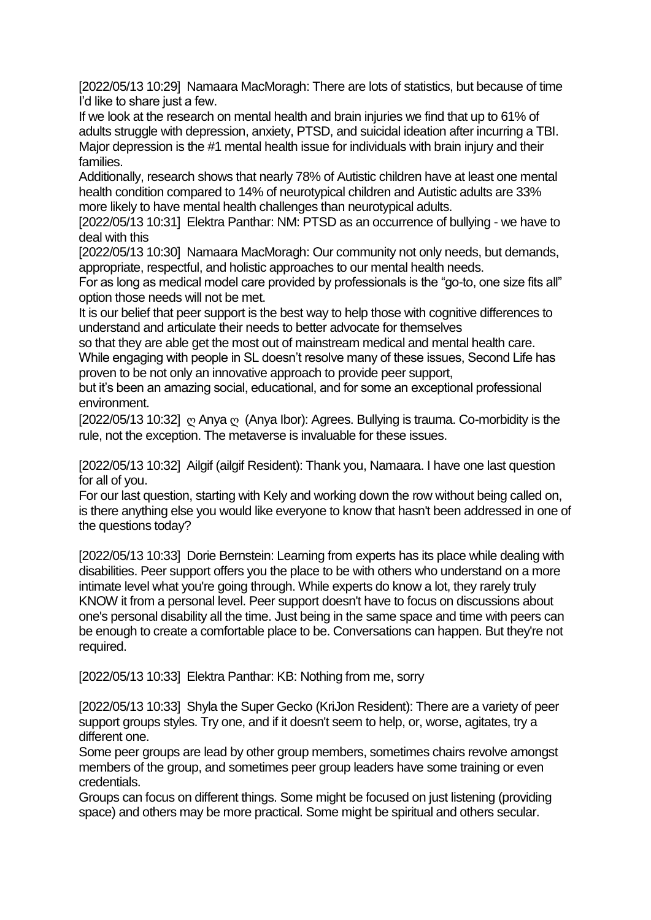[2022/05/13 10:29] Namaara MacMoragh: There are lots of statistics, but because of time I'd like to share just a few.
If we look at the research on mental health and brain injuries we find that up to 61% of adults struggle with depression, anxiety, PTSD, and suicidal ideation after incurring a TBI. Major depression is the #1 mental health issue for individuals with brain injury and their families.
Additionally, research shows that nearly 78% of Autistic children have at least one mental health condition compared to 14% of neurotypical children and Autistic adults are 33% more likely to have mental health challenges than neurotypical adults.
[2022/05/13 10:31] Elektra Panthar: NM: PTSD as an occurrence of bullying - we have to deal with this
[2022/05/13 10:30] Namaara MacMoragh: Our community not only needs, but demands, appropriate, respectful, and holistic approaches to our mental health needs.
For as long as medical model care provided by professionals is the "go-to, one size fits all" option those needs will not be met.
It is our belief that peer support is the best way to help those with cognitive differences to understand and articulate their needs to better advocate for themselves
so that they are able get the most out of mainstream medical and mental health care.
While engaging with people in SL doesn't resolve many of these issues, Second Life has proven to be not only an innovative approach to provide peer support,
but it's been an amazing social, educational, and for some an exceptional professional environment.
[2022/05/13 10:32] ღ Anya ღ (Anya Ibor): Agrees. Bullying is trauma. Co-morbidity is the rule, not the exception. The metaverse is invaluable for these issues.

[2022/05/13 10:32] Ailgif (ailgif Resident): Thank you, Namaara. I have one last question for all of you.
For our last question, starting with Kely and working down the row without being called on, is there anything else you would like everyone to know that hasn't been addressed in one of the questions today?

[2022/05/13 10:33] Dorie Bernstein: Learning from experts has its place while dealing with disabilities. Peer support offers you the place to be with others who understand on a more intimate level what you're going through. While experts do know a lot, they rarely truly KNOW it from a personal level. Peer support doesn't have to focus on discussions about one's personal disability all the time. Just being in the same space and time with peers can be enough to create a comfortable place to be. Conversations can happen. But they're not required.

[2022/05/13 10:33] Elektra Panthar: KB: Nothing from me, sorry

[2022/05/13 10:33] Shyla the Super Gecko (KriJon Resident): There are a variety of peer support groups styles. Try one, and if it doesn't seem to help, or, worse, agitates, try a different one.
Some peer groups are lead by other group members, sometimes chairs revolve amongst members of the group, and sometimes peer group leaders have some training or even credentials.
Groups can focus on different things. Some might be focused on just listening (providing space) and others may be more practical. Some might be spiritual and others secular.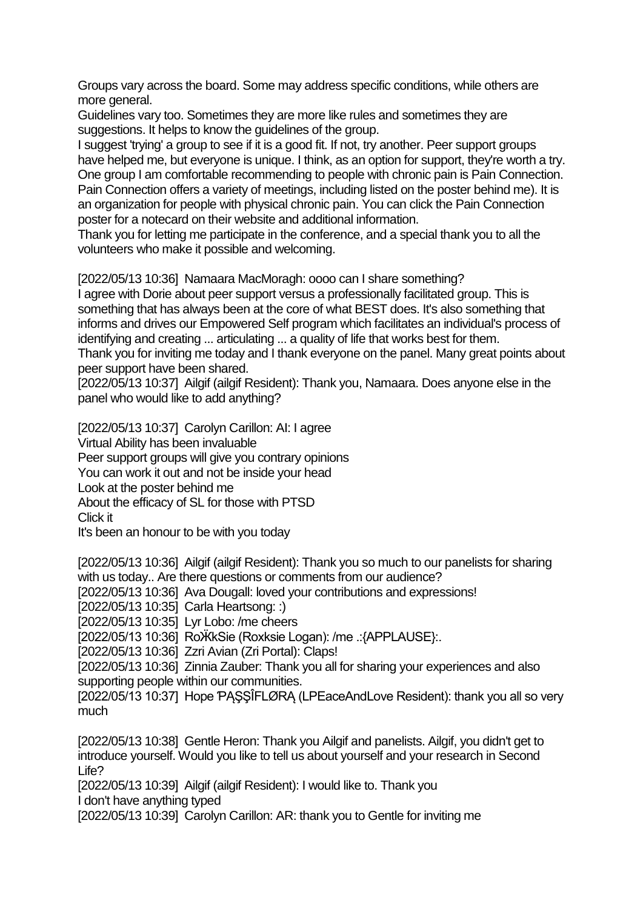Groups vary across the board. Some may address specific conditions, while others are more general.
Guidelines vary too. Sometimes they are more like rules and sometimes they are suggestions. It helps to know the guidelines of the group.
I suggest 'trying' a group to see if it is a good fit. If not, try another. Peer support groups have helped me, but everyone is unique. I think, as an option for support, they're worth a try.
One group I am comfortable recommending to people with chronic pain is Pain Connection. Pain Connection offers a variety of meetings, including listed on the poster behind me). It is an organization for people with physical chronic pain. You can click the Pain Connection poster for a notecard on their website and additional information.
Thank you for letting me participate in the conference, and a special thank you to all the volunteers who make it possible and welcoming.

[2022/05/13 10:36] Namaara MacMoragh: oooo can I share something?
I agree with Dorie about peer support versus a professionally facilitated group. This is something that has always been at the core of what BEST does. It's also something that informs and drives our Empowered Self program which facilitates an individual's process of identifying and creating ... articulating ... a quality of life that works best for them.
Thank you for inviting me today and I thank everyone on the panel. Many great points about peer support have been shared.
[2022/05/13 10:37] Ailgif (ailgif Resident): Thank you, Namaara. Does anyone else in the panel who would like to add anything?

[2022/05/13 10:37] Carolyn Carillon: AI: I agree
Virtual Ability has been invaluable
Peer support groups will give you contrary opinions
You can work it out and not be inside your head
Look at the poster behind me
About the efficacy of SL for those with PTSD
Click it
It's been an honour to be with you today

[2022/05/13 10:36] Ailgif (ailgif Resident): Thank you so much to our panelists for sharing with us today.. Are there questions or comments from our audience?
[2022/05/13 10:36] Ava Dougall: loved your contributions and expressions!
[2022/05/13 10:35] Carla Heartsong: :)
[2022/05/13 10:35] Lyr Lobo: /me cheers
[2022/05/13 10:36] RoӜkSie (Roxksie Logan): /me .:{APPLAUSE}:.
[2022/05/13 10:36] Zzri Avian (Zri Portal): Claps!
[2022/05/13 10:36] Zinnia Zauber: Thank you all for sharing your experiences and also supporting people within our communities.
[2022/05/13 10:37] Hope ƤĄŞŞÎFLØRĄ (LPEaceAndLove Resident): thank you all so very much

[2022/05/13 10:38] Gentle Heron: Thank you Ailgif and panelists. Ailgif, you didn't get to introduce yourself. Would you like to tell us about yourself and your research in Second Life?
[2022/05/13 10:39] Ailgif (ailgif Resident): I would like to. Thank you
I don't have anything typed
[2022/05/13 10:39] Carolyn Carillon: AR: thank you to Gentle for inviting me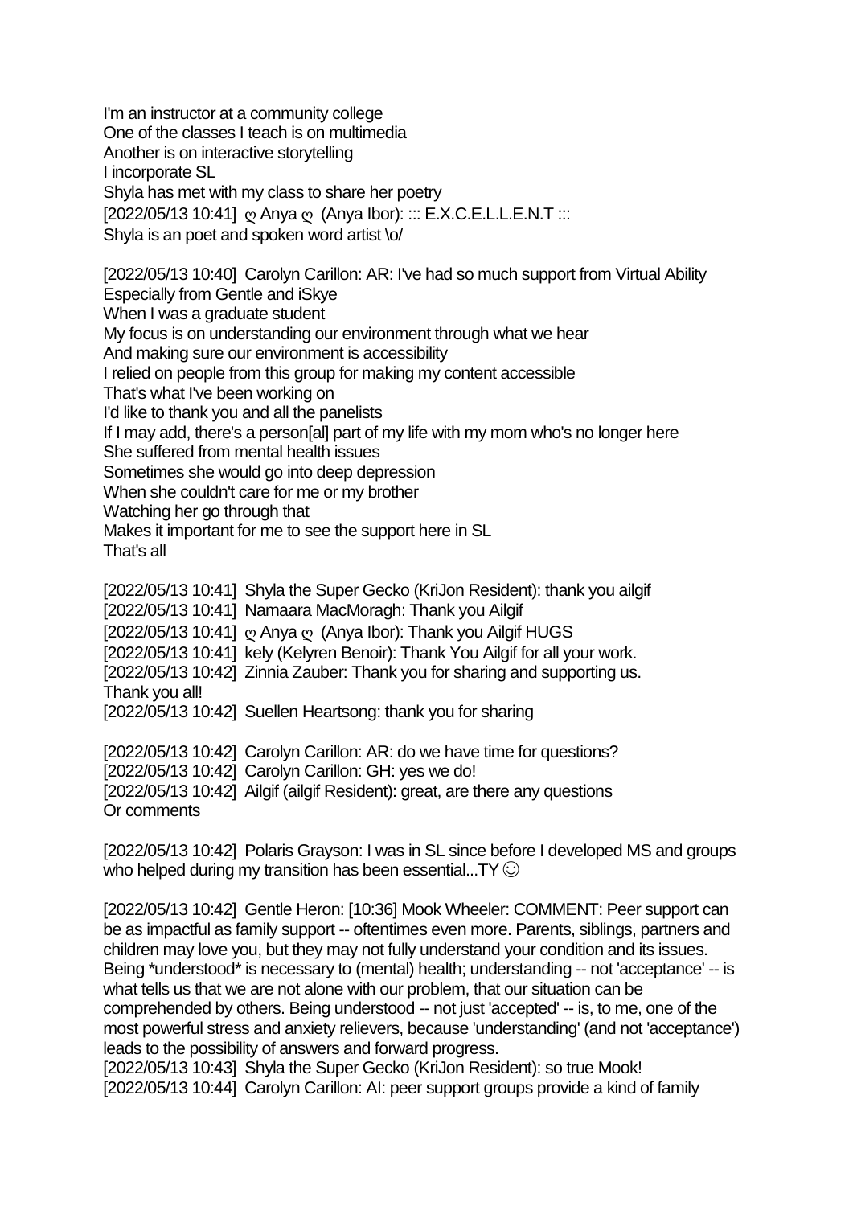I'm an instructor at a community college
One of the classes I teach is on multimedia
Another is on interactive storytelling
I incorporate SL
Shyla has met with my class to share her poetry
[2022/05/13 10:41] ღ Anya ღ (Anya Ibor): ::: E.X.C.E.L.L.E.N.T :::
Shyla is an poet and spoken word artist \o/

[2022/05/13 10:40] Carolyn Carillon: AR: I've had so much support from Virtual Ability
Especially from Gentle and iSkye
When I was a graduate student
My focus is on understanding our environment through what we hear
And making sure our environment is accessibility
I relied on people from this group for making my content accessible
That's what I've been working on
I'd like to thank you and all the panelists
If I may add, there's a person[al] part of my life with my mom who's no longer here
She suffered from mental health issues
Sometimes she would go into deep depression
When she couldn't care for me or my brother
Watching her go through that
Makes it important for me to see the support here in SL
That's all

[2022/05/13 10:41] Shyla the Super Gecko (KriJon Resident): thank you ailgif
[2022/05/13 10:41] Namaara MacMoragh: Thank you Ailgif
[2022/05/13 10:41] ღ Anya ღ (Anya Ibor): Thank you Ailgif HUGS
[2022/05/13 10:41] kely (Kelyren Benoir): Thank You Ailgif for all your work.
[2022/05/13 10:42] Zinnia Zauber: Thank you for sharing and supporting us.
Thank you all!
[2022/05/13 10:42] Suellen Heartsong: thank you for sharing

[2022/05/13 10:42] Carolyn Carillon: AR: do we have time for questions?
[2022/05/13 10:42] Carolyn Carillon: GH: yes we do!
[2022/05/13 10:42] Ailgif (ailgif Resident): great, are there any questions
Or comments

[2022/05/13 10:42] Polaris Grayson: I was in SL since before I developed MS and groups who helped during my transition has been essential...TY ☺

[2022/05/13 10:42] Gentle Heron: [10:36] Mook Wheeler: COMMENT: Peer support can be as impactful as family support -- oftentimes even more. Parents, siblings, partners and children may love you, but they may not fully understand your condition and its issues. Being *understood* is necessary to (mental) health; understanding -- not 'acceptance' -- is what tells us that we are not alone with our problem, that our situation can be comprehended by others. Being understood -- not just 'accepted' -- is, to me, one of the most powerful stress and anxiety relievers, because 'understanding' (and not 'acceptance') leads to the possibility of answers and forward progress.
[2022/05/13 10:43] Shyla the Super Gecko (KriJon Resident): so true Mook!
[2022/05/13 10:44] Carolyn Carillon: AI: peer support groups provide a kind of family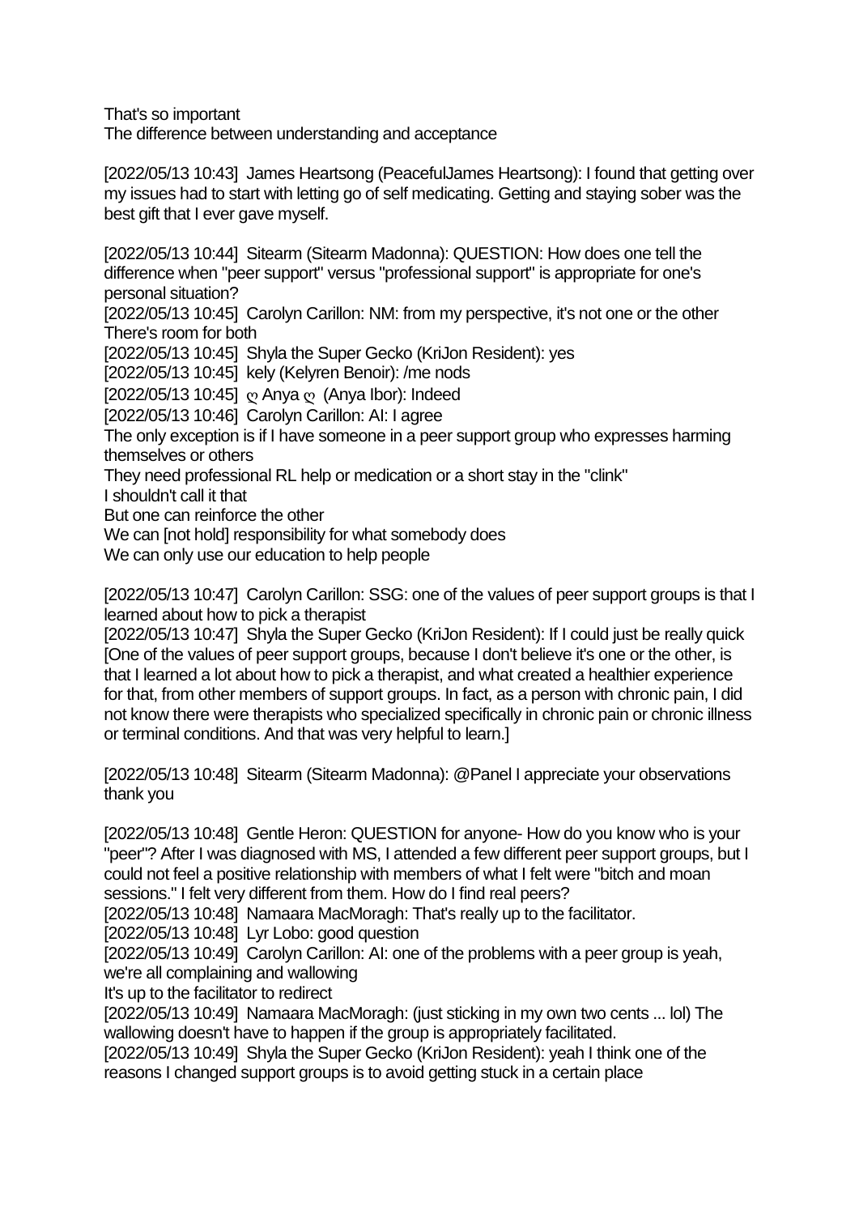That's so important
The difference between understanding and acceptance

[2022/05/13 10:43] James Heartsong (PeacefulJames Heartsong): I found that getting over my issues had to start with letting go of self medicating. Getting and staying sober was the best gift that I ever gave myself.

[2022/05/13 10:44] Sitearm (Sitearm Madonna): QUESTION: How does one tell the difference when "peer support" versus "professional support" is appropriate for one's personal situation?
[2022/05/13 10:45] Carolyn Carillon: NM: from my perspective, it's not one or the other
There's room for both
[2022/05/13 10:45] Shyla the Super Gecko (KriJon Resident): yes
[2022/05/13 10:45] kely (Kelyren Benoir): /me nods
[2022/05/13 10:45] ღ Anya ღ (Anya Ibor): Indeed
[2022/05/13 10:46] Carolyn Carillon: AI: I agree
The only exception is if I have someone in a peer support group who expresses harming themselves or others
They need professional RL help or medication or a short stay in the "clink"
I shouldn't call it that
But one can reinforce the other
We can [not hold] responsibility for what somebody does
We can only use our education to help people

[2022/05/13 10:47] Carolyn Carillon: SSG: one of the values of peer support groups is that I learned about how to pick a therapist
[2022/05/13 10:47] Shyla the Super Gecko (KriJon Resident): If I could just be really quick
[One of the values of peer support groups, because I don't believe it's one or the other, is that I learned a lot about how to pick a therapist, and what created a healthier experience for that, from other members of support groups. In fact, as a person with chronic pain, I did not know there were therapists who specialized specifically in chronic pain or chronic illness or terminal conditions. And that was very helpful to learn.]

[2022/05/13 10:48] Sitearm (Sitearm Madonna): @Panel I appreciate your observations thank you

[2022/05/13 10:48] Gentle Heron: QUESTION for anyone- How do you know who is your "peer"? After I was diagnosed with MS, I attended a few different peer support groups, but I could not feel a positive relationship with members of what I felt were "bitch and moan sessions." I felt very different from them. How do I find real peers?
[2022/05/13 10:48] Namaara MacMoragh: That's really up to the facilitator.
[2022/05/13 10:48] Lyr Lobo: good question
[2022/05/13 10:49] Carolyn Carillon: AI: one of the problems with a peer group is yeah, we're all complaining and wallowing
It's up to the facilitator to redirect
[2022/05/13 10:49] Namaara MacMoragh: (just sticking in my own two cents ... lol) The wallowing doesn't have to happen if the group is appropriately facilitated.
[2022/05/13 10:49] Shyla the Super Gecko (KriJon Resident): yeah I think one of the reasons I changed support groups is to avoid getting stuck in a certain place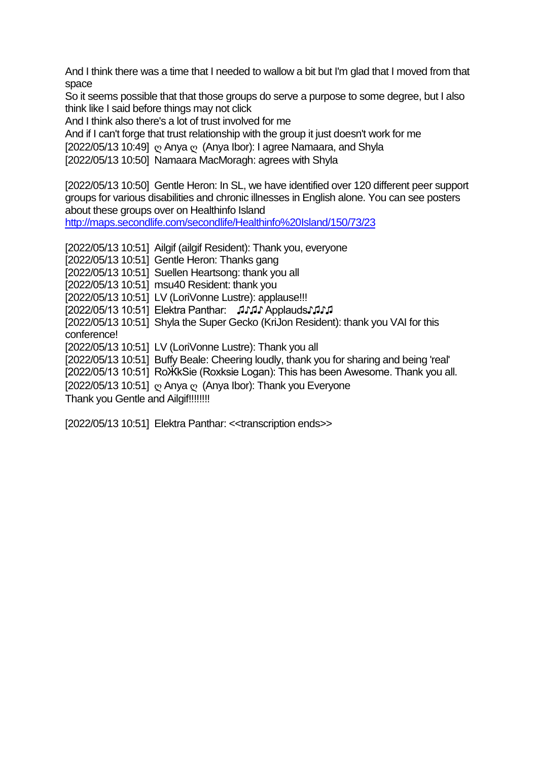And I think there was a time that I needed to wallow a bit but I'm glad that I moved from that space

So it seems possible that that those groups do serve a purpose to some degree, but I also think like I said before things may not click

And I think also there's a lot of trust involved for me

And if I can't forge that trust relationship with the group it just doesn't work for me

[2022/05/13 10:49] ღ Anya ღ (Anya Ibor): I agree Namaara, and Shyla

[2022/05/13 10:50] Namaara MacMoragh: agrees with Shyla

[2022/05/13 10:50] Gentle Heron: In SL, we have identified over 120 different peer support groups for various disabilities and chronic illnesses in English alone. You can see posters about these groups over on Healthinfo Island
http://maps.secondlife.com/secondlife/Healthinfo%20Island/150/73/23

[2022/05/13 10:51] Ailgif (ailgif Resident): Thank you, everyone

[2022/05/13 10:51] Gentle Heron: Thanks gang

[2022/05/13 10:51] Suellen Heartsong: thank you all

[2022/05/13 10:51] msu40 Resident: thank you

[2022/05/13 10:51] LV (LoriVonne Lustre): applause!!!

[2022/05/13 10:51] Elektra Panthar: ♫♪♫♪ Applauds♪♫♪♫

[2022/05/13 10:51] Shyla the Super Gecko (KriJon Resident): thank you VAI for this conference!

[2022/05/13 10:51] LV (LoriVonne Lustre): Thank you all

[2022/05/13 10:51] Buffy Beale: Cheering loudly, thank you for sharing and being 'real'

[2022/05/13 10:51] RoӜkSie (Roxksie Logan): This has been Awesome. Thank you all.

[2022/05/13 10:51] ღ Anya ღ (Anya Ibor): Thank you Everyone
Thank you Gentle and Ailgif!!!!!!!!

[2022/05/13 10:51] Elektra Panthar: <<transcription ends>>